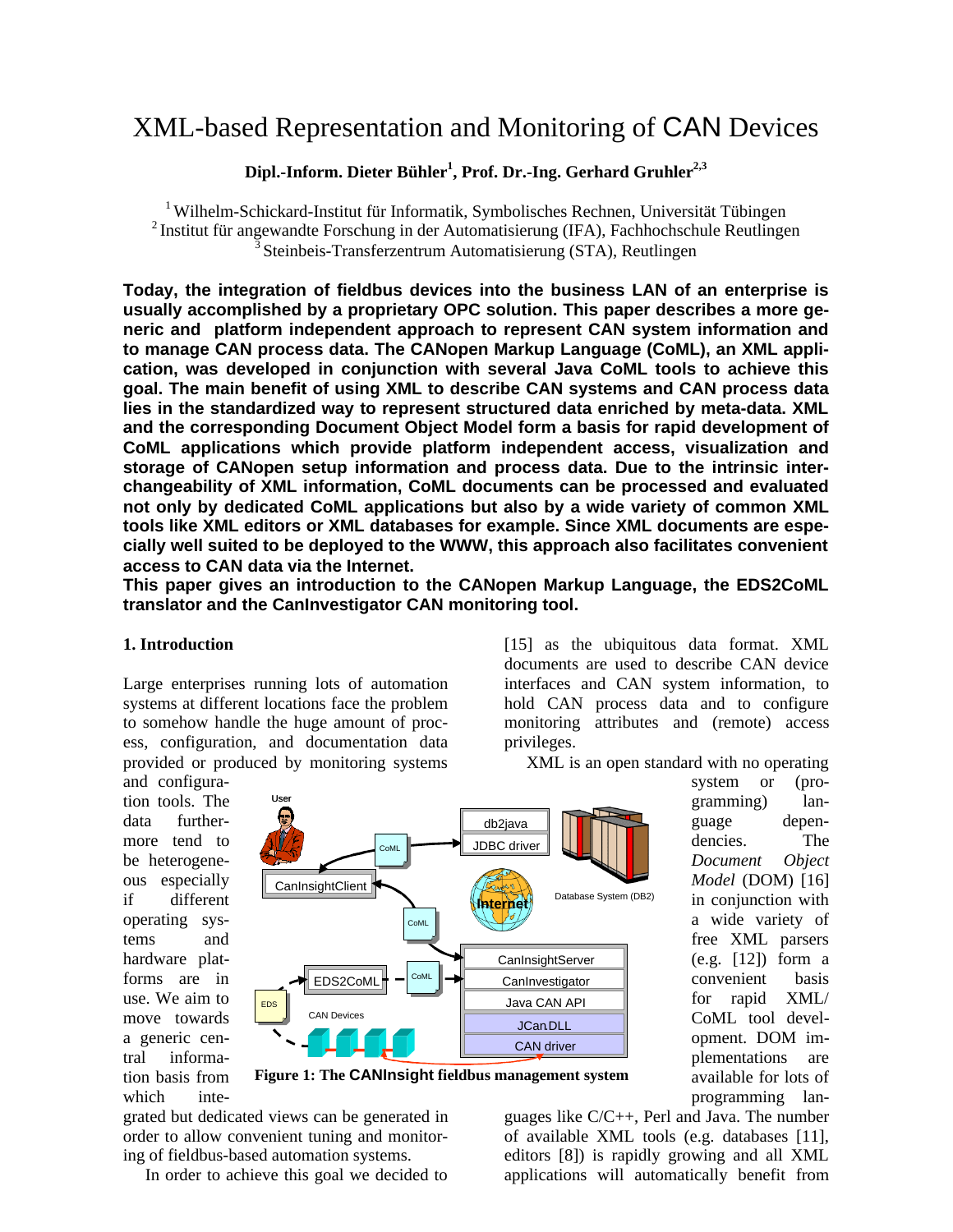# XML-based Representation and Monitoring of CAN Devices

**Dipl.-Inform. Dieter Bühler[1], Prof. Dr.-Ing. Gerhard Gruhler[2,3]**

[1] Wilhelm-Schickard-Institut für Informatik, Symbolisches Rechnen, Universität Tübingen
[2] Institut für angewandte Forschung in der Automatisierung (IFA), Fachhochschule Reutlingen
[3] Steinbeis-Transferzentrum Automatisierung (STA), Reutlingen

**Today, the integration of fieldbus devices into the business LAN of an enterprise is usually accomplished by a proprietary OPC solution. This paper describes a more generic and platform independent approach to represent CAN system information and to manage CAN process data. The CANopen Markup Language (CoML), an XML application, was developed in conjunction with several Java CoML tools to achieve this goal. The main benefit of using XML to describe CAN systems and CAN process data lies in the standardized way to represent structured data enriched by meta-data. XML and the corresponding Document Object Model form a basis for rapid development of CoML applications which provide platform independent access, visualization and storage of CANopen setup information and process data. Due to the intrinsic interchangeability of XML information, CoML documents can be processed and evaluated not only by dedicated CoML applications but also by a wide variety of common XML tools like XML editors or XML databases for example. Since XML documents are especially well suited to be deployed to the WWW, this approach also facilitates convenient access to CAN data via the Internet.**
**This paper gives an introduction to the CANopen Markup Language, the EDS2CoML translator and the CanInvestigator CAN monitoring tool.**

## 1. Introduction

Large enterprises running lots of automation systems at different locations face the problem to somehow handle the huge amount of process, configuration, and documentation data provided or produced by monitoring systems and configuration tools. The data furthermore tend to be heterogeneous especially if different operating systems and hardware platforms are in use. We aim to move towards a generic central information basis from which integrated but dedicated views can be generated in order to allow convenient tuning and monitoring of fieldbus-based automation systems.

In order to achieve this goal we decided to [15] as the ubiquitous data format. XML documents are used to describe CAN device interfaces and CAN system information, to hold CAN process data and to configure monitoring attributes and (remote) access privileges.

User
CoML
db2java
JDBC driver
Database System (DB2)
CanInsightClient
Internet
CoML
CanInsightServer
CanInvestigator
Java CAN API
JCan.DLL
CAN driver
EDS2CoML
CoML
EDS
CAN Devices

**Figure 1: The CANInsight fieldbus management system**

XML is an open standard with no operating system or (programming) language dependencies. The *Document Object Model* (DOM) [16] in conjunction with a wide variety of free XML parsers (e.g. [12]) form a convenient basis for rapid XML/CoML tool development. DOM implementations are available for lots of programming languages like C/C++, Perl and Java. The number of available XML tools (e.g. databases [11], editors [8]) is rapidly growing and all XML applications will automatically benefit from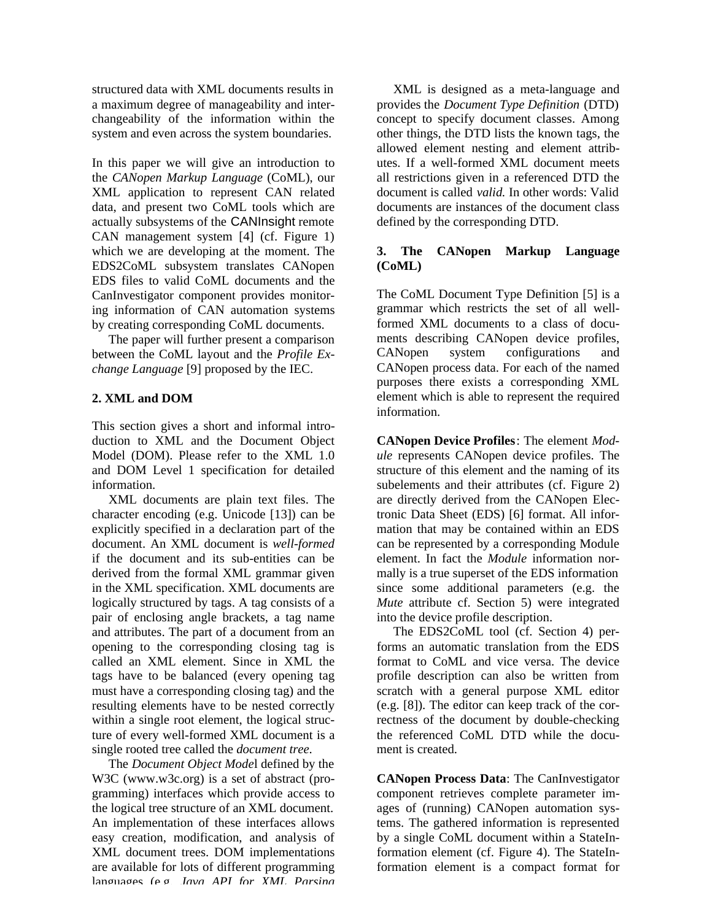structured data with XML documents results in a maximum degree of manageability and interchangeability of the information within the system and even across the system boundaries.

In this paper we will give an introduction to the *CANopen Markup Language* (CoML), our XML application to represent CAN related data, and present two CoML tools which are actually subsystems of the CANInsight remote CAN management system [4] (cf. Figure 1) which we are developing at the moment. The EDS2CoML subsystem translates CANopen EDS files to valid CoML documents and the CanInvestigator component provides monitoring information of CAN automation systems by creating corresponding CoML documents.

The paper will further present a comparison between the CoML layout and the *Profile Exchange Language* [9] proposed by the IEC.

## 2. XML and DOM

This section gives a short and informal introduction to XML and the Document Object Model (DOM). Please refer to the XML 1.0 and DOM Level 1 specification for detailed information.

XML documents are plain text files. The character encoding (e.g. Unicode [13]) can be explicitly specified in a declaration part of the document. An XML document is *well-formed* if the document and its sub-entities can be derived from the formal XML grammar given in the XML specification. XML documents are logically structured by tags. A tag consists of a pair of enclosing angle brackets, a tag name and attributes. The part of a document from an opening to the corresponding closing tag is called an XML element. Since in XML the tags have to be balanced (every opening tag must have a corresponding closing tag) and the resulting elements have to be nested correctly within a single root element, the logical structure of every well-formed XML document is a single rooted tree called the *document tree*.

The *Document Object Mode*l defined by the W3C (www.w3c.org) is a set of abstract (programming) interfaces which provide access to the logical tree structure of an XML document. An implementation of these interfaces allows easy creation, modification, and analysis of XML document trees. DOM implementations are available for lots of different programming languages (e.g. *Java API for XML Parsing*

XML is designed as a meta-language and provides the *Document Type Definition* (DTD) concept to specify document classes. Among other things, the DTD lists the known tags, the allowed element nesting and element attributes. If a well-formed XML document meets all restrictions given in a referenced DTD the document is called *valid.* In other words: Valid documents are instances of the document class defined by the corresponding DTD.

## 3. The CANopen Markup Language (CoML)

The CoML Document Type Definition [5] is a grammar which restricts the set of all well-formed XML documents to a class of documents describing CANopen device profiles, CANopen system configurations and CANopen process data. For each of the named purposes there exists a corresponding XML element which is able to represent the required information.

**CANopen Device Profiles**: The element *Module* represents CANopen device profiles. The structure of this element and the naming of its subelements and their attributes (cf. Figure 2) are directly derived from the CANopen Electronic Data Sheet (EDS) [6] format. All information that may be contained within an EDS can be represented by a corresponding Module element. In fact the *Module* information normally is a true superset of the EDS information since some additional parameters (e.g. the *Mute* attribute cf. Section 5) were integrated into the device profile description.

The EDS2CoML tool (cf. Section 4) performs an automatic translation from the EDS format to CoML and vice versa. The device profile description can also be written from scratch with a general purpose XML editor (e.g. [8]). The editor can keep track of the correctness of the document by double-checking the referenced CoML DTD while the document is created.

**CANopen Process Data**: The CanInvestigator component retrieves complete parameter images of (running) CANopen automation systems. The gathered information is represented by a single CoML document within a StateInformation element (cf. Figure 4). The StateInformation element is a compact format for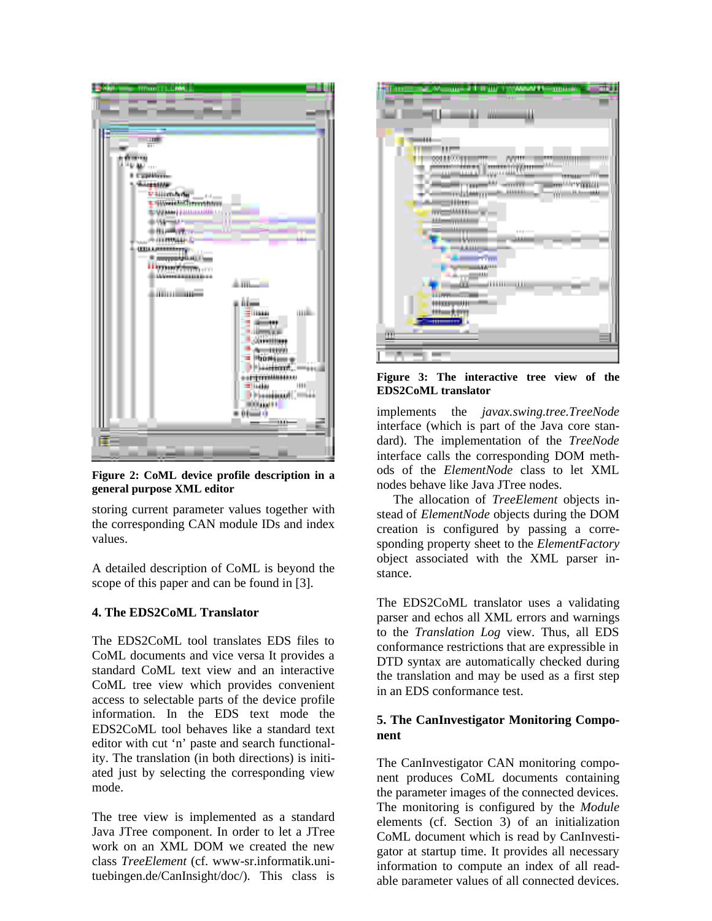Figure 2: CoML device profile description in a general purpose XML editor

storing current parameter values together with the corresponding CAN module IDs and index values.

A detailed description of CoML is beyond the scope of this paper and can be found in [3].

## 4. The EDS2CoML Translator

The EDS2CoML tool translates EDS files to CoML documents and vice versa It provides a standard CoML text view and an interactive CoML tree view which provides convenient access to selectable parts of the device profile information. In the EDS text mode the EDS2CoML tool behaves like a standard text editor with cut 'n' paste and search functionality. The translation (in both directions) is initiated just by selecting the corresponding view mode.

The tree view is implemented as a standard Java JTree component. In order to let a JTree work on an XML DOM we created the new class *TreeElement* (cf. www-sr.informatik.uni-tuebingen.de/CanInsight/doc/). This class is implements the *javax.swing.tree.TreeNode* interface (which is part of the Java core standard). The implementation of the *TreeNode* interface calls the corresponding DOM methods of the *ElementNode* class to let XML nodes behave like Java JTree nodes.

Figure 3: The interactive tree view of the EDS2CoML translator

The allocation of *TreeElement* objects instead of *ElementNode* objects during the DOM creation is configured by passing a corresponding property sheet to the *ElementFactory* object associated with the XML parser instance.

The EDS2CoML translator uses a validating parser and echos all XML errors and warnings to the *Translation Log* view. Thus, all EDS conformance restrictions that are expressible in DTD syntax are automatically checked during the translation and may be used as a first step in an EDS conformance test.

## 5. The CanInvestigator Monitoring Component

The CanInvestigator CAN monitoring component produces CoML documents containing the parameter images of the connected devices. The monitoring is configured by the *Module* elements (cf. Section 3) of an initialization CoML document which is read by CanInvestigator at startup time. It provides all necessary information to compute an index of all readable parameter values of all connected devices.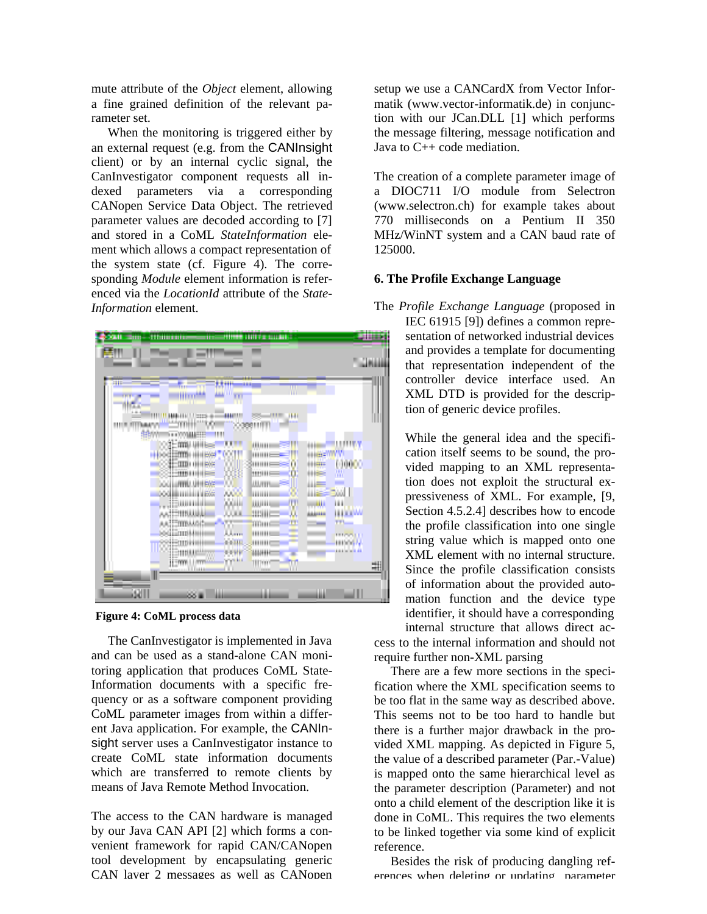mute attribute of the *Object* element, allowing a fine grained definition of the relevant parameter set.

When the monitoring is triggered either by an external request (e.g. from the CANInsight client) or by an internal cyclic signal, the CanInvestigator component requests all indexed parameters via a corresponding CANopen Service Data Object. The retrieved parameter values are decoded according to [7] and stored in a CoML *StateInformation* element which allows a compact representation of the system state (cf. Figure 4). The corresponding *Module* element information is referenced via the *LocationId* attribute of the *StateInformation* element.

**Figure 4: CoML process data**

The CanInvestigator is implemented in Java and can be used as a stand-alone CAN monitoring application that produces CoML StateInformation documents with a specific frequency or as a software component providing CoML parameter images from within a different Java application. For example, the CANInsight server uses a CanInvestigator instance to create CoML state information documents which are transferred to remote clients by means of Java Remote Method Invocation.

The access to the CAN hardware is managed by our Java CAN API [2] which forms a convenient framework for rapid CAN/CANopen tool development by encapsulating generic CAN layer 2 messages as well as CANopen setup we use a CANCardX from Vector Informatik (www.vector-informatik.de) in conjunction with our JCan.DLL [1] which performs the message filtering, message notification and Java to C++ code mediation.

The creation of a complete parameter image of a DIOC711 I/O module from Selectron (www.selectron.ch) for example takes about 770 milliseconds on a Pentium II 350 MHz/WinNT system and a CAN baud rate of 125000.

## 6. The Profile Exchange Language

The *Profile Exchange Language* (proposed in IEC 61915 [9]) defines a common representation of networked industrial devices and provides a template for documenting that representation independent of the controller device interface used. An XML DTD is provided for the description of generic device profiles.

While the general idea and the specification itself seems to be sound, the provided mapping to an XML representation does not exploit the structural expressiveness of XML. For example, [9, Section 4.5.2.4] describes how to encode the profile classification into one single string value which is mapped onto one XML element with no internal structure. Since the profile classification consists of information about the provided automation function and the device type identifier, it should have a corresponding internal structure that allows direct access to the internal information and should not require further non-XML parsing

There are a few more sections in the specification where the XML specification seems to be too flat in the same way as described above. This seems not to be too hard to handle but there is a further major drawback in the provided XML mapping. As depicted in Figure 5, the value of a described parameter (Par.-Value) is mapped onto the same hierarchical level as the parameter description (Parameter) and not onto a child element of the description like it is done in CoML. This requires the two elements to be linked together via some kind of explicit reference.

Besides the risk of producing dangling references when deleting or updating parameter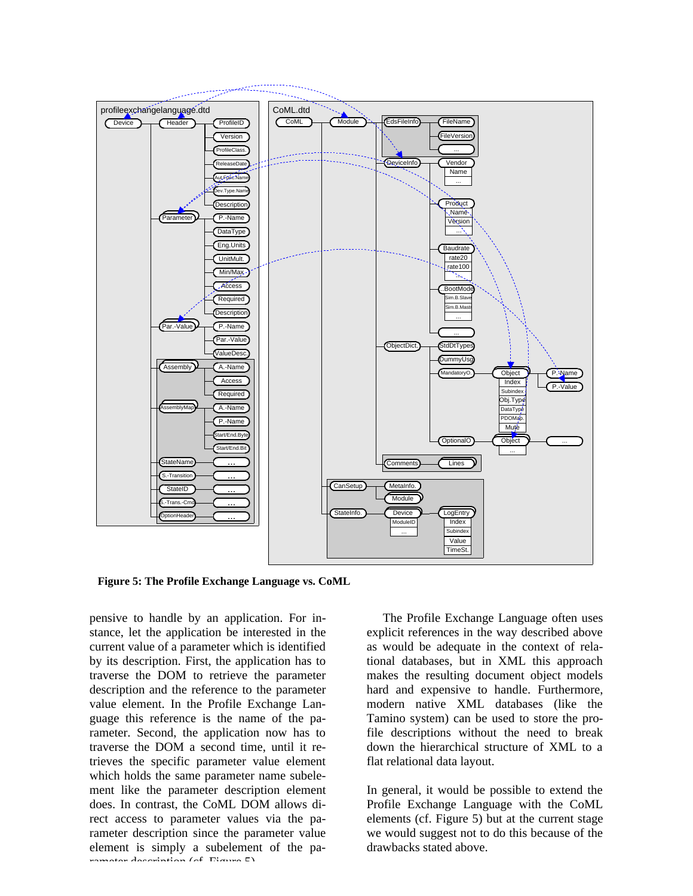profileexchangelanguage.dtd

Device
Header
ProfileID
Version
ProfileClass.
ReleaseDate
Aut.Func.Name
Dev.Type.Name
Description
Parameter
P.-Name
DataType
Eng.Units
UnitMult.
Min/Max
Access
Required
Description
Par.-Value
P.-Name
Par.-Value
ValueDesc.
Assembly
A.-Name
Access
Required
AssemblyMap
A.-Name
P.-Name
Start/End.Byte
Start/End.Bit
StateName
S.-Transition
StateID
S.-Trans.-Cmd
OptionHeader
...

CoML.dtd

CoML
Module
EdsFileInfo
FileName
FileVersion
...
DeviceInfo
Vendor
Name
...
Product
Name
Version
...
Baudrate
rate20
rate100
...
BootMode
Sim.B.Slave
Sim.B.Mastr
...
...
ObjectDict.
StdDtTypes
DummyUsg
MandatoryO.
Object
Index
Subindex
Obj.Type
DataType
PDOMap.
Mute
P.-Name
P.-Value
OptionalO
Object
...
...
Comments
Lines
CanSetup
MetaInfo.
Module
StateInfo.
Device
ModuleID
...
LogEntry
Index
Subindex
Value
TimeSt.

**Figure 5: The Profile Exchange Language vs. CoML**

pensive to handle by an application. For instance, let the application be interested in the current value of a parameter which is identified by its description. First, the application has to traverse the DOM to retrieve the parameter description and the reference to the parameter value element. In the Profile Exchange Language this reference is the name of the parameter. Second, the application now has to traverse the DOM a second time, until it retrieves the specific parameter value element which holds the same parameter name subelement like the parameter description element does. In contrast, the CoML DOM allows direct access to parameter values via the parameter description since the parameter value element is simply a subelement of the parameter description (cf. Figure 5).

The Profile Exchange Language often uses explicit references in the way described above as would be adequate in the context of relational databases, but in XML this approach makes the resulting document object models hard and expensive to handle. Furthermore, modern native XML databases (like the Tamino system) can be used to store the profile descriptions without the need to break down the hierarchical structure of XML to a flat relational data layout.

In general, it would be possible to extend the Profile Exchange Language with the CoML elements (cf. Figure 5) but at the current stage we would suggest not to do this because of the drawbacks stated above.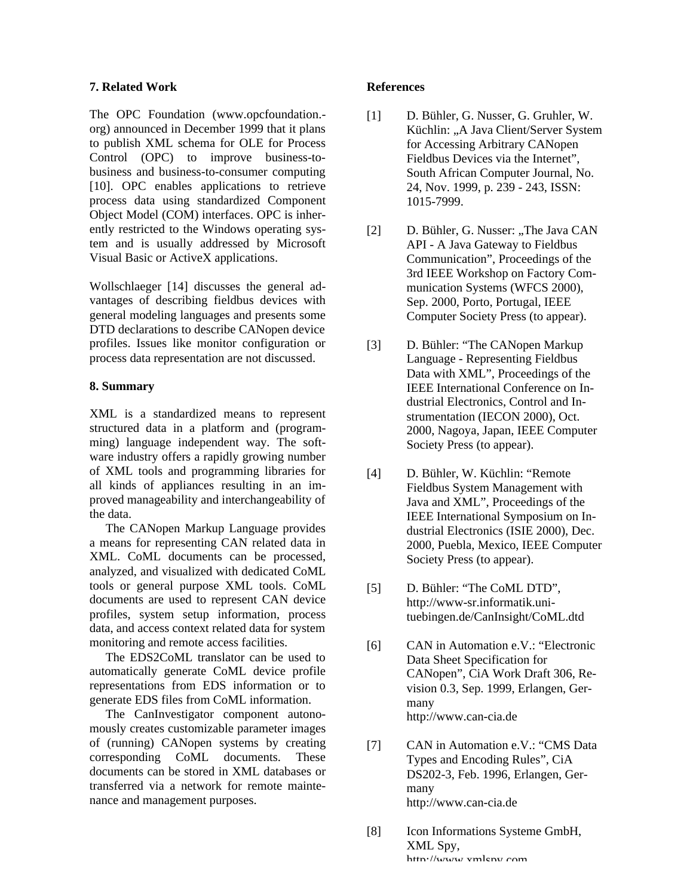## 7. Related Work

The OPC Foundation (www.opcfoundation.org) announced in December 1999 that it plans to publish XML schema for OLE for Process Control (OPC) to improve business-to-business and business-to-consumer computing [10]. OPC enables applications to retrieve process data using standardized Component Object Model (COM) interfaces. OPC is inherently restricted to the Windows operating system and is usually addressed by Microsoft Visual Basic or ActiveX applications.

Wollschlaeger [14] discusses the general advantages of describing fieldbus devices with general modeling languages and presents some DTD declarations to describe CANopen device profiles. Issues like monitor configuration or process data representation are not discussed.

## 8. Summary

XML is a standardized means to represent structured data in a platform and (programming) language independent way. The software industry offers a rapidly growing number of XML tools and programming libraries for all kinds of appliances resulting in an improved manageability and interchangeability of the data.

The CANopen Markup Language provides a means for representing CAN related data in XML. CoML documents can be processed, analyzed, and visualized with dedicated CoML tools or general purpose XML tools. CoML documents are used to represent CAN device profiles, system setup information, process data, and access context related data for system monitoring and remote access facilities.

The EDS2CoML translator can be used to automatically generate CoML device profile representations from EDS information or to generate EDS files from CoML information.

The CanInvestigator component autonomously creates customizable parameter images of (running) CANopen systems by creating corresponding CoML documents. These documents can be stored in XML databases or transferred via a network for remote maintenance and management purposes.

## References

[1] D. Bühler, G. Nusser, G. Gruhler, W. Küchlin: „A Java Client/Server System for Accessing Arbitrary CANopen Fieldbus Devices via the Internet", South African Computer Journal, No. 24, Nov. 1999, p. 239 - 243, ISSN: 1015-7999.

[2] D. Bühler, G. Nusser: „The Java CAN API - A Java Gateway to Fieldbus Communication", Proceedings of the 3rd IEEE Workshop on Factory Communication Systems (WFCS 2000), Sep. 2000, Porto, Portugal, IEEE Computer Society Press (to appear).

[3] D. Bühler: "The CANopen Markup Language - Representing Fieldbus Data with XML", Proceedings of the IEEE International Conference on Industrial Electronics, Control and Instrumentation (IECON 2000), Oct. 2000, Nagoya, Japan, IEEE Computer Society Press (to appear).

[4] D. Bühler, W. Küchlin: "Remote Fieldbus System Management with Java and XML", Proceedings of the IEEE International Symposium on Industrial Electronics (ISIE 2000), Dec. 2000, Puebla, Mexico, IEEE Computer Society Press (to appear).

[5] D. Bühler: "The CoML DTD", http://www-sr.informatik.uni-tuebingen.de/CanInsight/CoML.dtd

[6] CAN in Automation e.V.: "Electronic Data Sheet Specification for CANopen", CiA Work Draft 306, Revision 0.3, Sep. 1999, Erlangen, Germany http://www.can-cia.de

[7] CAN in Automation e.V.: "CMS Data Types and Encoding Rules", CiA DS202-3, Feb. 1996, Erlangen, Germany http://www.can-cia.de

[8] Icon Informations Systeme GmbH, XML Spy, http://www.xmlspy.com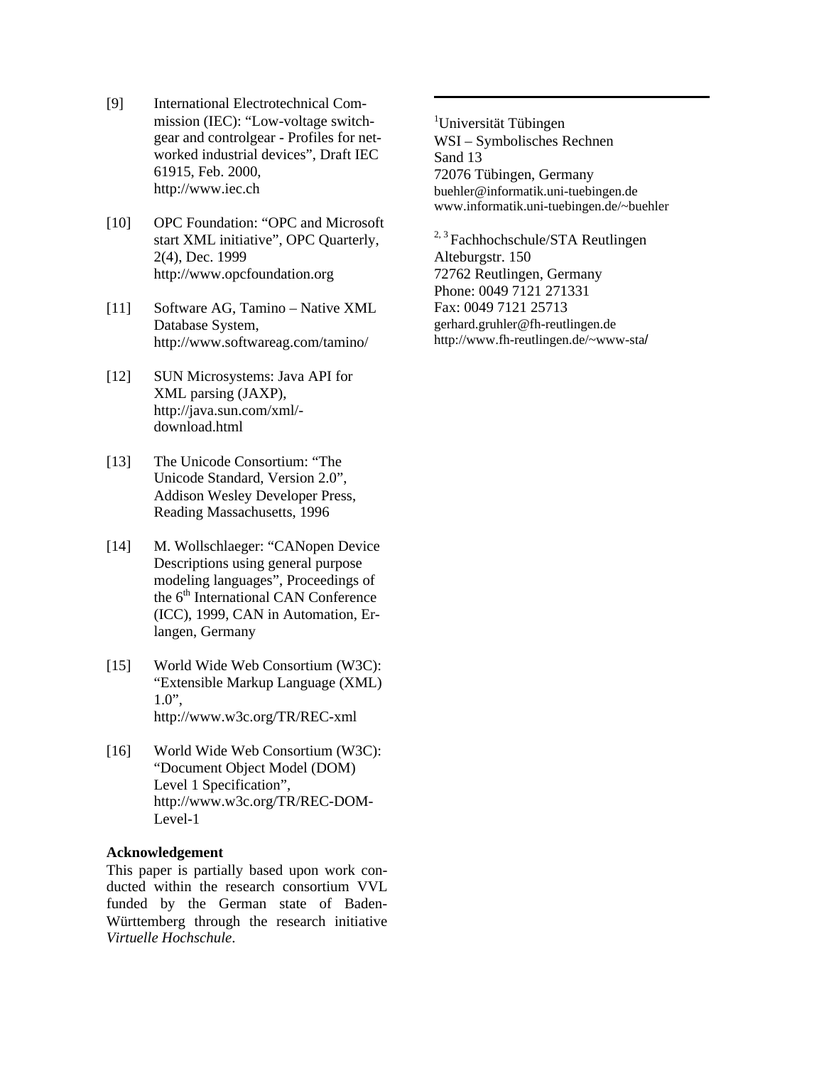[9] International Electrotechnical Commission (IEC): "Low-voltage switchgear and controlgear - Profiles for networked industrial devices", Draft IEC 61915, Feb. 2000, http://www.iec.ch

[10] OPC Foundation: "OPC and Microsoft start XML initiative", OPC Quarterly, 2(4), Dec. 1999 http://www.opcfoundation.org

[11] Software AG, Tamino – Native XML Database System, http://www.softwareag.com/tamino/

[12] SUN Microsystems: Java API for XML parsing (JAXP), http://java.sun.com/xml/-download.html

[13] The Unicode Consortium: "The Unicode Standard, Version 2.0", Addison Wesley Developer Press, Reading Massachusetts, 1996

[14] M. Wollschlaeger: "CANopen Device Descriptions using general purpose modeling languages", Proceedings of the 6th International CAN Conference (ICC), 1999, CAN in Automation, Erlangen, Germany

[15] World Wide Web Consortium (W3C): "Extensible Markup Language (XML) 1.0", http://www.w3c.org/TR/REC-xml

[16] World Wide Web Consortium (W3C): "Document Object Model (DOM) Level 1 Specification", http://www.w3c.org/TR/REC-DOM-Level-1

**Acknowledgement**

This paper is partially based upon work conducted within the research consortium VVL funded by the German state of Baden-Württemberg through the research initiative *Virtuelle Hochschule*.

---

[1] Universität Tübingen
WSI – Symbolisches Rechnen
Sand 13
72076 Tübingen, Germany
buehler@informatik.uni-tuebingen.de
www.informatik.uni-tuebingen.de/~buehler

[2, 3] Fachhochschule/STA Reutlingen
Alteburgstr. 150
72762 Reutlingen, Germany
Phone: 0049 7121 271331
Fax: 0049 7121 25713
gerhard.gruhler@fh-reutlingen.de
http://www.fh-reutlingen.de/~www-sta/